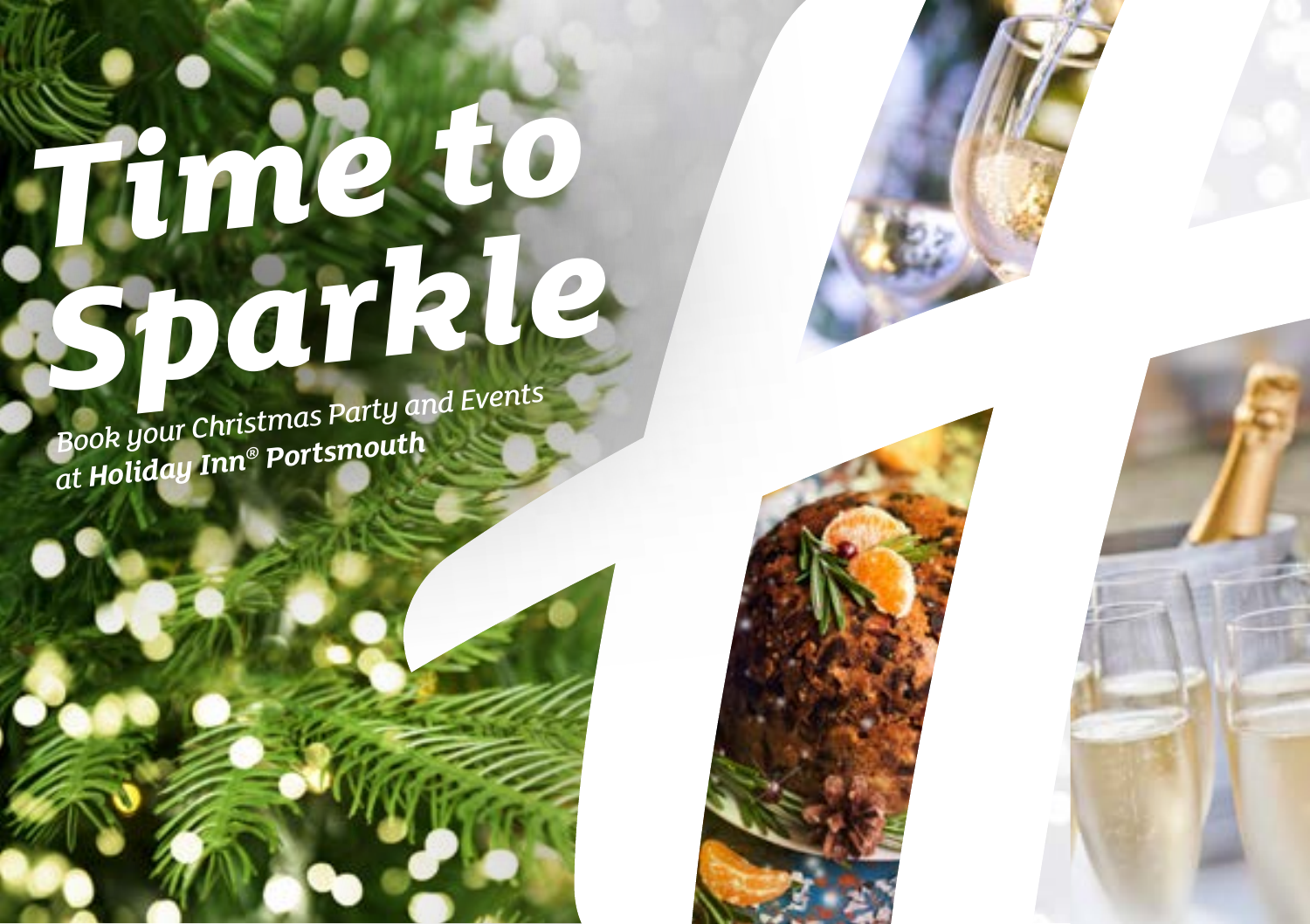# Time to Sparkle

*Book your Christmas Party and Events at **Holiday Inn® Portsmouth***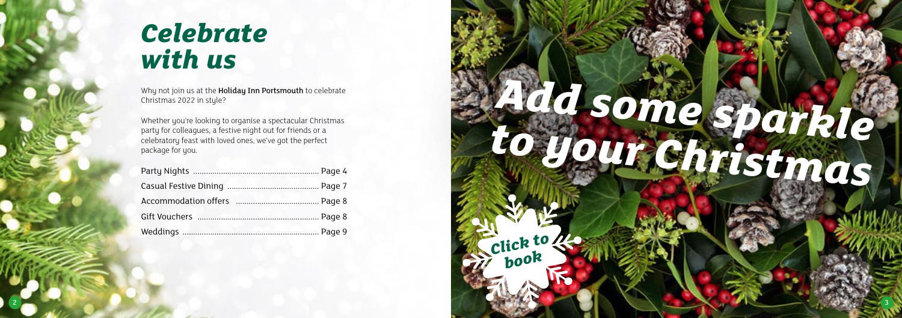# Celebrate with us

Why not join us at the **Holiday Inn Portsmouth** to celebrate Christmas 2022 in style?

Whether you're looking to organise a spectacular Christmas party for colleagues, a festive night out for friends or a celebratory feast with loved ones, we've got the perfect package for you.

| | |
|---|---|
| Party Nights | Page 4 |
| Casual Festive Dining | Page 7 |
| Accommodation offers | Page 8 |
| Gift Vouchers | Page 8 |
| Weddings | Page 9 |

# Add some sparkle to your Christmas

Click to book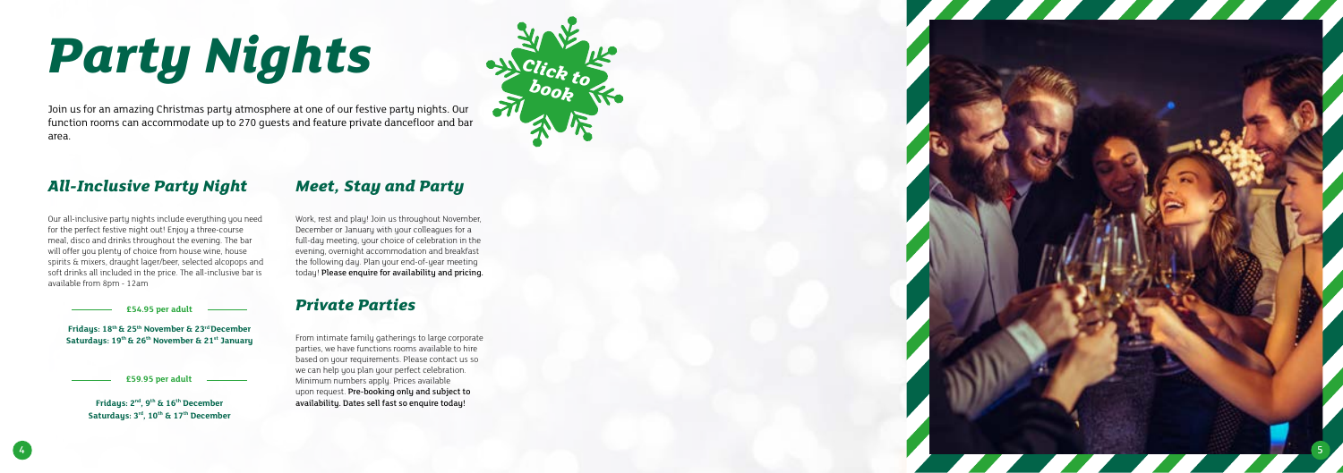# Party Nights

Join us for an amazing Christmas party atmosphere at one of our festive party nights. Our function rooms can accommodate up to 270 guests and feature private dancefloor and bar area.

Click to book

## All-Inclusive Party Night

Our all-inclusive party nights include everything you need for the perfect festive night out! Enjoy a three-course meal, disco and drinks throughout the evening. The bar will offer you plenty of choice from house wine, house spirits & mixers, draught lager/beer, selected alcopops and soft drinks all included in the price. The all-inclusive bar is available from 8pm - 12am

**£54.95 per adult**

**Fridays: 18th & 25th November & 23rd December**
**Saturdays: 19th & 26th November & 21st January**

**£59.95 per adult**

**Fridays: 2nd, 9th & 16th December**
**Saturdays: 3rd, 10th & 17th December**

## Meet, Stay and Party

Work, rest and play! Join us throughout November, December or January with your colleagues for a full-day meeting, your choice of celebration in the evening, overnight accommodation and breakfast the following day. Plan your end-of-year meeting today! **Please enquire for availability and pricing.**

## Private Parties

From intimate family gatherings to large corporate parties, we have functions rooms available to hire based on your requirements. Please contact us so we can help you plan your perfect celebration. Minimum numbers apply. Prices available upon request. **Pre-booking only and subject to availability. Dates sell fast so enquire today!**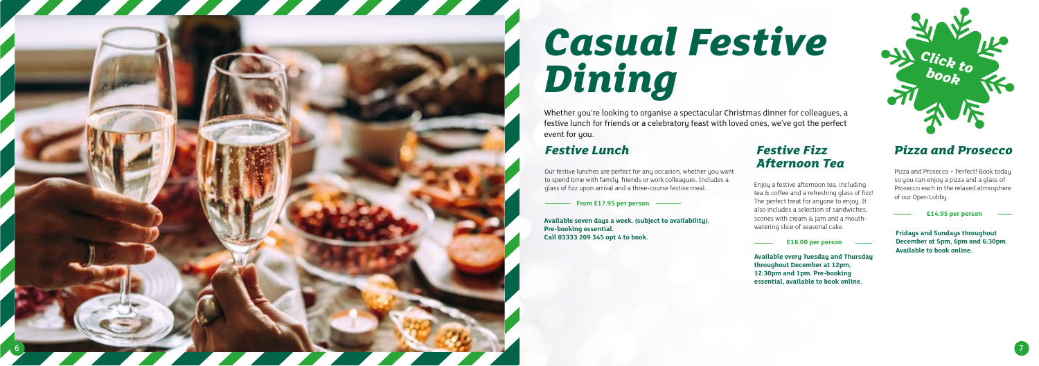# Casual Festive Dining

Click to book

Whether you're looking to organise a spectacular Christmas dinner for colleagues, a festive lunch for friends or a celebratory feast with loved ones, we've got the perfect event for you.

## Festive Lunch

Our festive lunches are perfect for any occasion, whether you want to spend time with family, friends or work colleagues. Includes a glass of fizz upon arrival and a three-course festive meal.

**From £17.95 per person**

**Available seven days a week. (subject to availability). Pre-booking essential. Call 03333 209 345 opt 4 to book.**

## Festive Fizz Afternoon Tea

Enjoy a festive afternoon tea, including tea & coffee and a refreshing glass of fizz! The perfect treat for anyone to enjoy. It also includes a selection of sandwiches, scones with cream & jam and a mouth-watering slice of seasonal cake.

**£18.00 per person**

**Available every Tuesday and Thursday throughout December at 12pm, 12:30pm and 1pm. Pre-booking essential, available to book online.**

## Pizza and Prosecco

Pizza and Prosecco = Perfect! Book today so you can enjoy a pizza and a glass of Prosecco each in the relaxed atmosphere of our Open Lobby.

**£14.95 per person**

**Fridays and Sundays throughout December at 5pm, 6pm and 6:30pm. Available to book online.**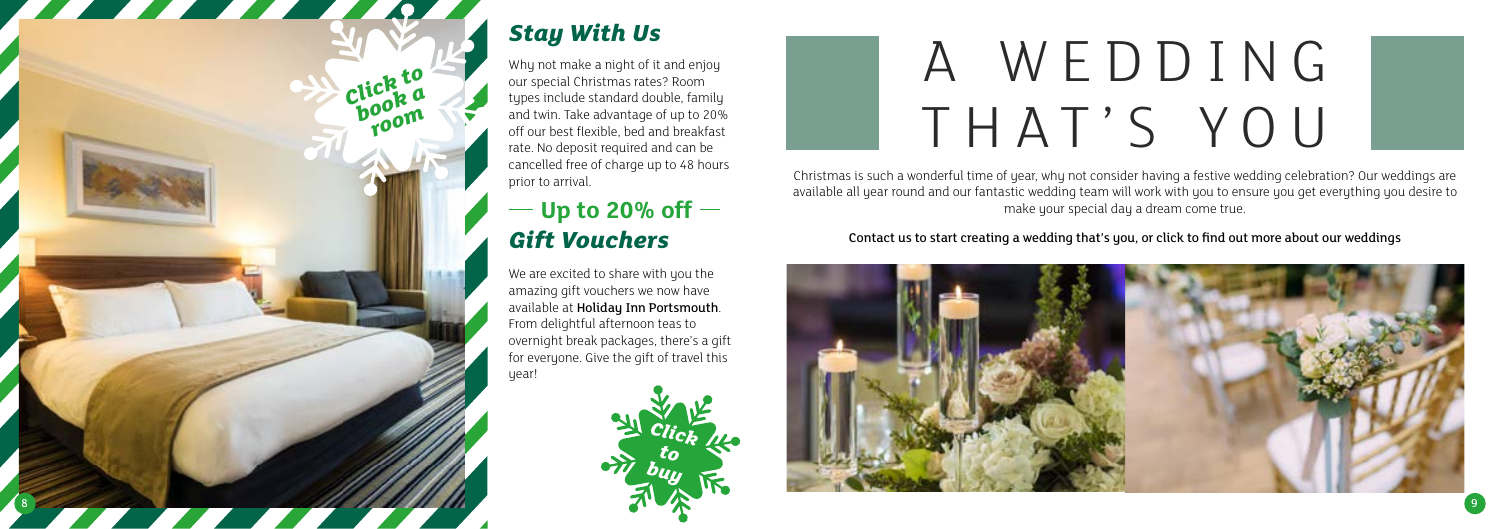Click to book a room

## Stay With Us

Why not make a night of it and enjoy our special Christmas rates? Room types include standard double, family and twin. Take advantage of up to 20% off our best flexible, bed and breakfast rate. No deposit required and can be cancelled free of charge up to 48 hours prior to arrival.

**— Up to 20% off —**

## Gift Vouchers

We are excited to share with you the amazing gift vouchers we now have available at **Holiday Inn Portsmouth**. From delightful afternoon teas to overnight break packages, there's a gift for everyone. Give the gift of travel this year!

Click to buy

# A WEDDING THAT'S YOU

Christmas is such a wonderful time of year, why not consider having a festive wedding celebration? Our weddings are available all year round and our fantastic wedding team will work with you to ensure you get everything you desire to make your special day a dream come true.

Contact us to start creating a wedding that's you, or click to find out more about our weddings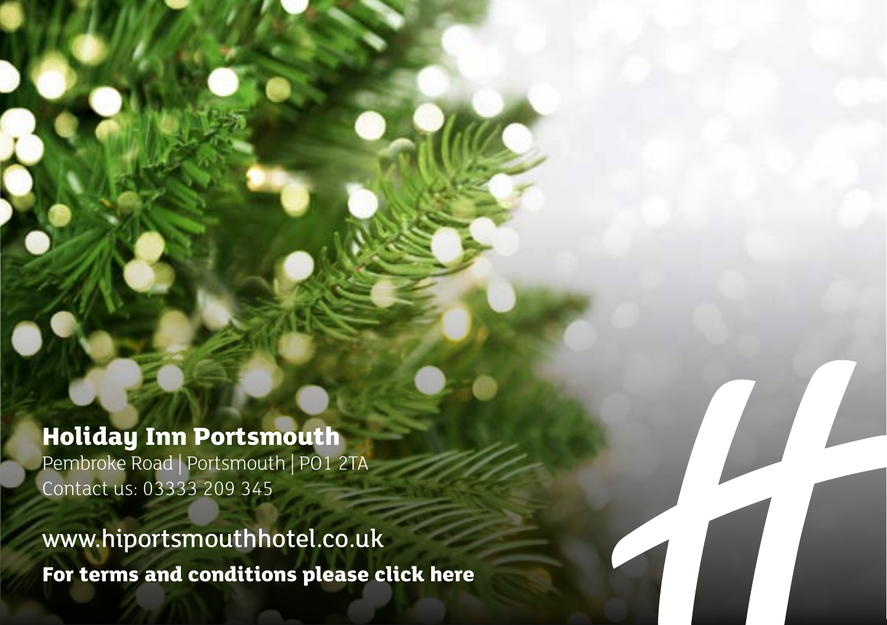**Holiday Inn Portsmouth**

Pembroke Road | Portsmouth | PO1 2TA

Contact us: 03333 209 345

www.hiportsmouthhotel.co.uk

**For terms and conditions please click here**